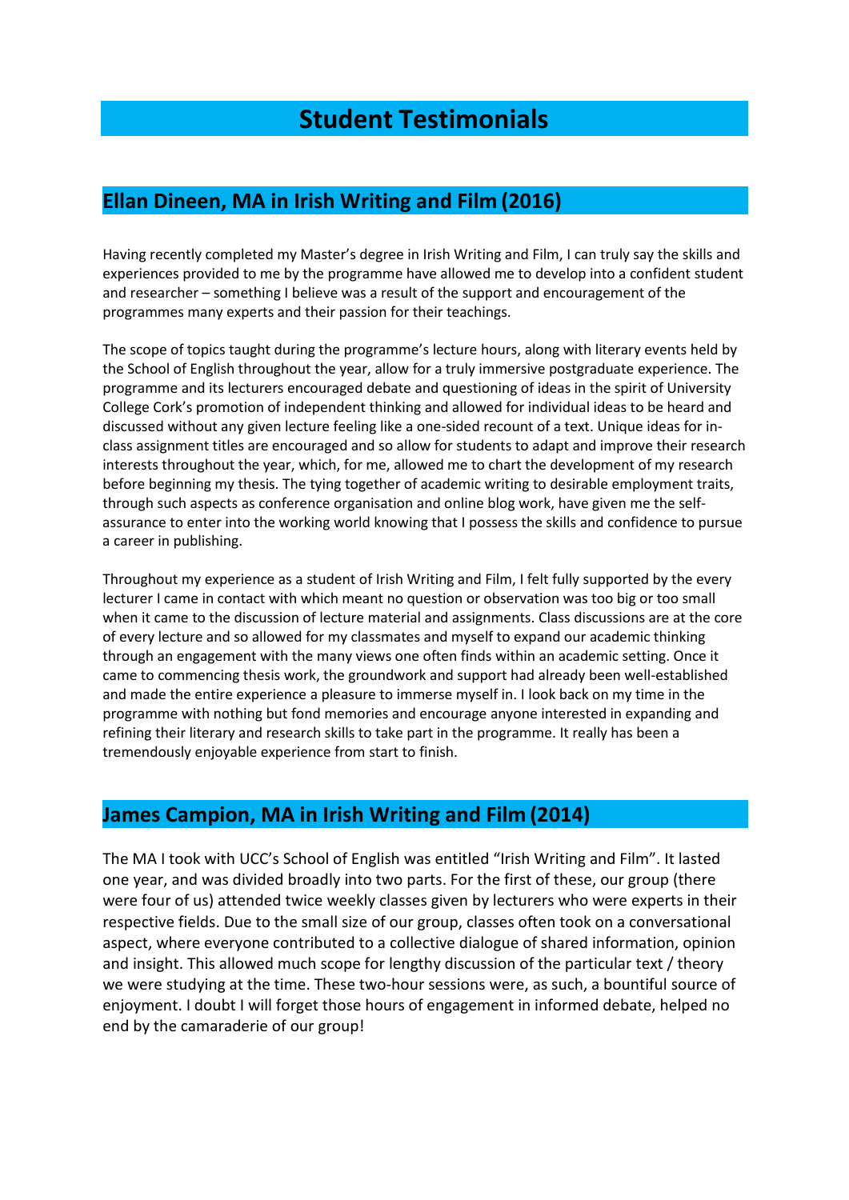# Student Testimonials

## Ellan Dineen, MA in Irish Writing and Film (2016)

Having recently completed my Master's degree in Irish Writing and Film, I can truly say the skills and experiences provided to me by the programme have allowed me to develop into a confident student and researcher – something I believe was a result of the support and encouragement of the programmes many experts and their passion for their teachings.

The scope of topics taught during the programme's lecture hours, along with literary events held by the School of English throughout the year, allow for a truly immersive postgraduate experience. The programme and its lecturers encouraged debate and questioning of ideas in the spirit of University College Cork's promotion of independent thinking and allowed for individual ideas to be heard and discussed without any given lecture feeling like a one-sided recount of a text. Unique ideas for in-class assignment titles are encouraged and so allow for students to adapt and improve their research interests throughout the year, which, for me, allowed me to chart the development of my research before beginning my thesis. The tying together of academic writing to desirable employment traits, through such aspects as conference organisation and online blog work, have given me the self-assurance to enter into the working world knowing that I possess the skills and confidence to pursue a career in publishing.

Throughout my experience as a student of Irish Writing and Film, I felt fully supported by the every lecturer I came in contact with which meant no question or observation was too big or too small when it came to the discussion of lecture material and assignments. Class discussions are at the core of every lecture and so allowed for my classmates and myself to expand our academic thinking through an engagement with the many views one often finds within an academic setting. Once it came to commencing thesis work, the groundwork and support had already been well-established and made the entire experience a pleasure to immerse myself in. I look back on my time in the programme with nothing but fond memories and encourage anyone interested in expanding and refining their literary and research skills to take part in the programme. It really has been a tremendously enjoyable experience from start to finish.

## James Campion, MA in Irish Writing and Film (2014)

The MA I took with UCC's School of English was entitled "Irish Writing and Film". It lasted one year, and was divided broadly into two parts. For the first of these, our group (there were four of us) attended twice weekly classes given by lecturers who were experts in their respective fields. Due to the small size of our group, classes often took on a conversational aspect, where everyone contributed to a collective dialogue of shared information, opinion and insight. This allowed much scope for lengthy discussion of the particular text / theory we were studying at the time. These two-hour sessions were, as such, a bountiful source of enjoyment. I doubt I will forget those hours of engagement in informed debate, helped no end by the camaraderie of our group!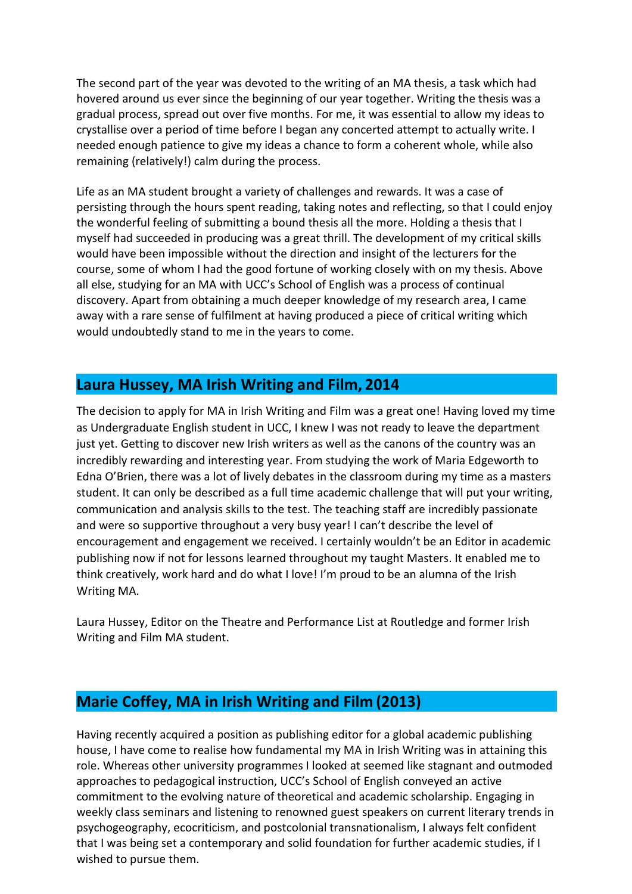The second part of the year was devoted to the writing of an MA thesis, a task which had hovered around us ever since the beginning of our year together. Writing the thesis was a gradual process, spread out over five months. For me, it was essential to allow my ideas to crystallise over a period of time before I began any concerted attempt to actually write. I needed enough patience to give my ideas a chance to form a coherent whole, while also remaining (relatively!) calm during the process.

Life as an MA student brought a variety of challenges and rewards. It was a case of persisting through the hours spent reading, taking notes and reflecting, so that I could enjoy the wonderful feeling of submitting a bound thesis all the more. Holding a thesis that I myself had succeeded in producing was a great thrill. The development of my critical skills would have been impossible without the direction and insight of the lecturers for the course, some of whom I had the good fortune of working closely with on my thesis. Above all else, studying for an MA with UCC's School of English was a process of continual discovery. Apart from obtaining a much deeper knowledge of my research area, I came away with a rare sense of fulfilment at having produced a piece of critical writing which would undoubtedly stand to me in the years to come.

## Laura Hussey, MA Irish Writing and Film, 2014

The decision to apply for MA in Irish Writing and Film was a great one! Having loved my time as Undergraduate English student in UCC, I knew I was not ready to leave the department just yet. Getting to discover new Irish writers as well as the canons of the country was an incredibly rewarding and interesting year. From studying the work of Maria Edgeworth to Edna O'Brien, there was a lot of lively debates in the classroom during my time as a masters student. It can only be described as a full time academic challenge that will put your writing, communication and analysis skills to the test. The teaching staff are incredibly passionate and were so supportive throughout a very busy year! I can't describe the level of encouragement and engagement we received. I certainly wouldn't be an Editor in academic publishing now if not for lessons learned throughout my taught Masters. It enabled me to think creatively, work hard and do what I love! I'm proud to be an alumna of the Irish Writing MA.

Laura Hussey, Editor on the Theatre and Performance List at Routledge and former Irish Writing and Film MA student.

## Marie Coffey, MA in Irish Writing and Film (2013)

Having recently acquired a position as publishing editor for a global academic publishing house, I have come to realise how fundamental my MA in Irish Writing was in attaining this role. Whereas other university programmes I looked at seemed like stagnant and outmoded approaches to pedagogical instruction, UCC's School of English conveyed an active commitment to the evolving nature of theoretical and academic scholarship. Engaging in weekly class seminars and listening to renowned guest speakers on current literary trends in psychogeography, ecocriticism, and postcolonial transnationalism, I always felt confident that I was being set a contemporary and solid foundation for further academic studies, if I wished to pursue them.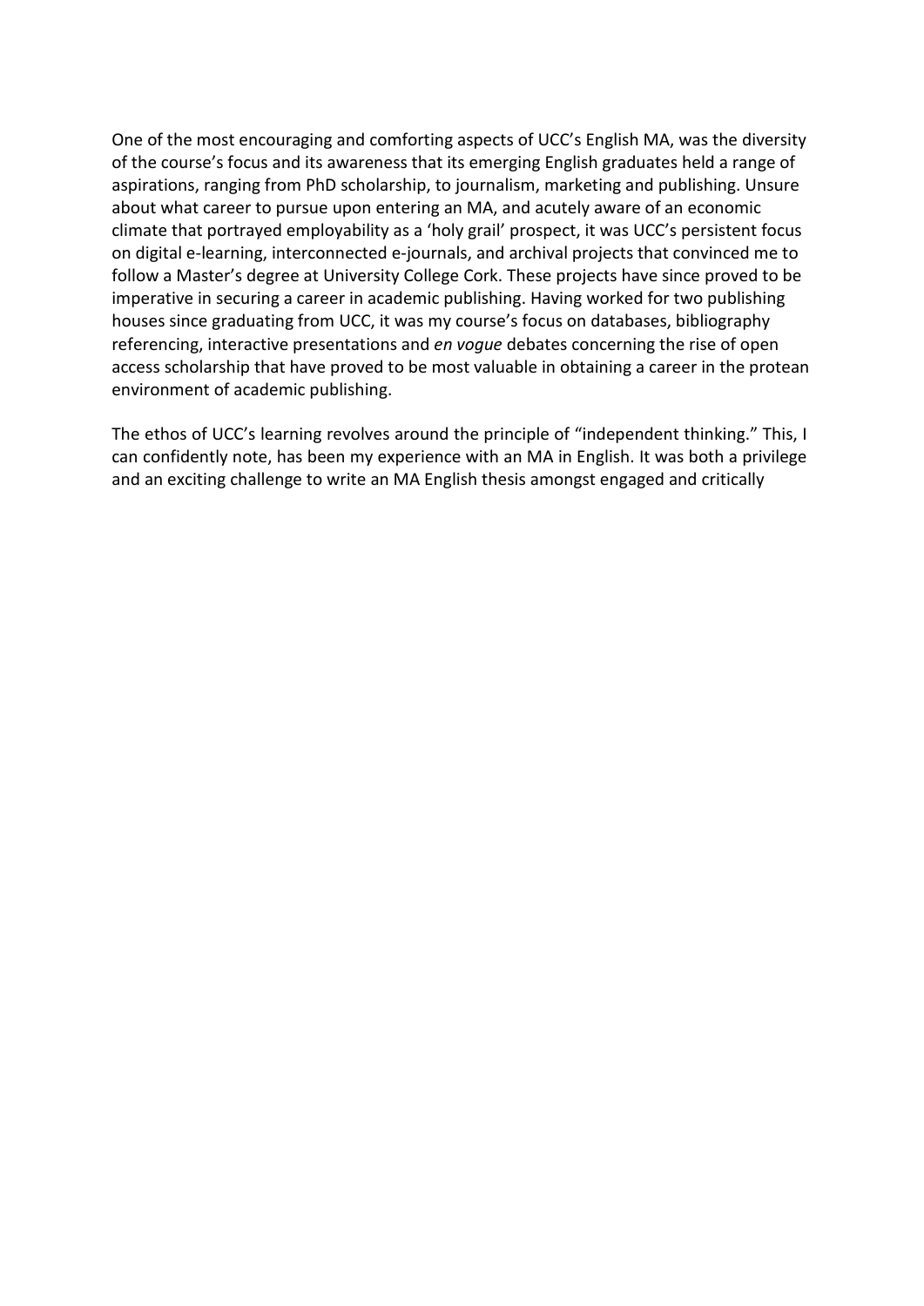One of the most encouraging and comforting aspects of UCC's English MA, was the diversity of the course's focus and its awareness that its emerging English graduates held a range of aspirations, ranging from PhD scholarship, to journalism, marketing and publishing. Unsure about what career to pursue upon entering an MA, and acutely aware of an economic climate that portrayed employability as a 'holy grail' prospect, it was UCC's persistent focus on digital e-learning, interconnected e-journals, and archival projects that convinced me to follow a Master's degree at University College Cork. These projects have since proved to be imperative in securing a career in academic publishing. Having worked for two publishing houses since graduating from UCC, it was my course's focus on databases, bibliography referencing, interactive presentations and *en vogue* debates concerning the rise of open access scholarship that have proved to be most valuable in obtaining a career in the protean environment of academic publishing.

The ethos of UCC's learning revolves around the principle of "independent thinking." This, I can confidently note, has been my experience with an MA in English. It was both a privilege and an exciting challenge to write an MA English thesis amongst engaged and critically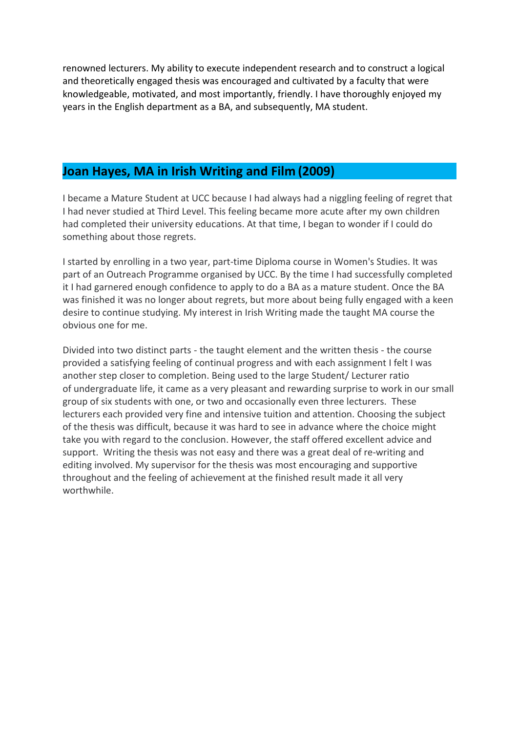renowned lecturers. My ability to execute independent research and to construct a logical and theoretically engaged thesis was encouraged and cultivated by a faculty that were knowledgeable, motivated, and most importantly, friendly. I have thoroughly enjoyed my years in the English department as a BA, and subsequently, MA student.

## Joan Hayes, MA in Irish Writing and Film (2009)

I became a Mature Student at UCC because I had always had a niggling feeling of regret that I had never studied at Third Level. This feeling became more acute after my own children had completed their university educations. At that time, I began to wonder if I could do something about those regrets.

I started by enrolling in a two year, part-time Diploma course in Women's Studies. It was part of an Outreach Programme organised by UCC. By the time I had successfully completed it I had garnered enough confidence to apply to do a BA as a mature student. Once the BA was finished it was no longer about regrets, but more about being fully engaged with a keen desire to continue studying. My interest in Irish Writing made the taught MA course the obvious one for me.

Divided into two distinct parts - the taught element and the written thesis - the course provided a satisfying feeling of continual progress and with each assignment I felt I was another step closer to completion. Being used to the large Student/ Lecturer ratio of undergraduate life, it came as a very pleasant and rewarding surprise to work in our small group of six students with one, or two and occasionally even three lecturers. These lecturers each provided very fine and intensive tuition and attention. Choosing the subject of the thesis was difficult, because it was hard to see in advance where the choice might take you with regard to the conclusion. However, the staff offered excellent advice and support. Writing the thesis was not easy and there was a great deal of re-writing and editing involved. My supervisor for the thesis was most encouraging and supportive throughout and the feeling of achievement at the finished result made it all very worthwhile.